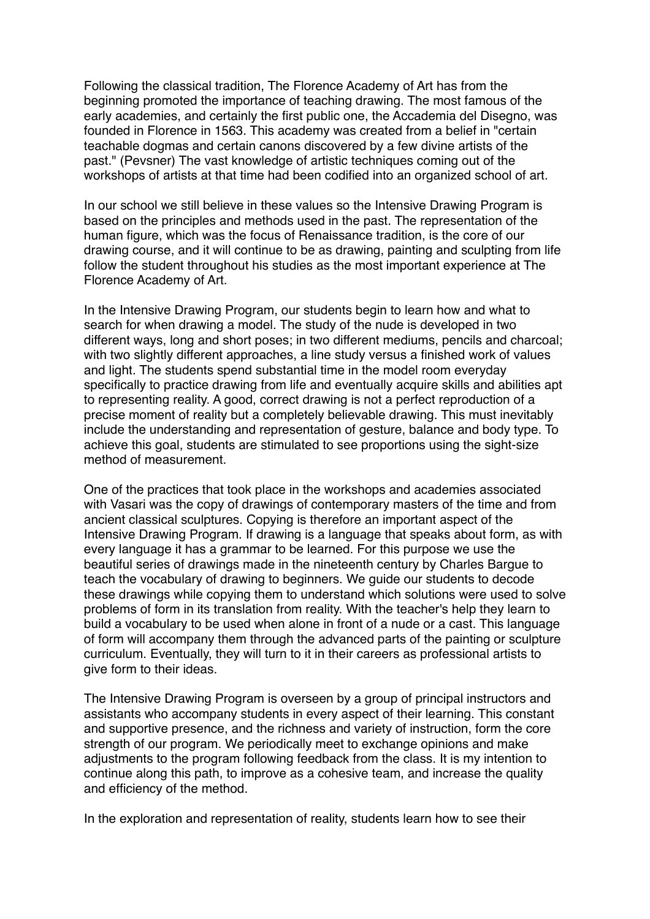Following the classical tradition, The Florence Academy of Art has from the beginning promoted the importance of teaching drawing. The most famous of the early academies, and certainly the first public one, the Accademia del Disegno, was founded in Florence in 1563. This academy was created from a belief in "certain teachable dogmas and certain canons discovered by a few divine artists of the past." (Pevsner) The vast knowledge of artistic techniques coming out of the workshops of artists at that time had been codified into an organized school of art.

In our school we still believe in these values so the Intensive Drawing Program is based on the principles and methods used in the past. The representation of the human figure, which was the focus of Renaissance tradition, is the core of our drawing course, and it will continue to be as drawing, painting and sculpting from life follow the student throughout his studies as the most important experience at The Florence Academy of Art.

In the Intensive Drawing Program, our students begin to learn how and what to search for when drawing a model. The study of the nude is developed in two different ways, long and short poses; in two different mediums, pencils and charcoal; with two slightly different approaches, a line study versus a finished work of values and light. The students spend substantial time in the model room everyday specifically to practice drawing from life and eventually acquire skills and abilities apt to representing reality. A good, correct drawing is not a perfect reproduction of a precise moment of reality but a completely believable drawing. This must inevitably include the understanding and representation of gesture, balance and body type. To achieve this goal, students are stimulated to see proportions using the sight-size method of measurement.

One of the practices that took place in the workshops and academies associated with Vasari was the copy of drawings of contemporary masters of the time and from ancient classical sculptures. Copying is therefore an important aspect of the Intensive Drawing Program. If drawing is a language that speaks about form, as with every language it has a grammar to be learned. For this purpose we use the beautiful series of drawings made in the nineteenth century by Charles Bargue to teach the vocabulary of drawing to beginners. We guide our students to decode these drawings while copying them to understand which solutions were used to solve problems of form in its translation from reality. With the teacher's help they learn to build a vocabulary to be used when alone in front of a nude or a cast. This language of form will accompany them through the advanced parts of the painting or sculpture curriculum. Eventually, they will turn to it in their careers as professional artists to give form to their ideas.

The Intensive Drawing Program is overseen by a group of principal instructors and assistants who accompany students in every aspect of their learning. This constant and supportive presence, and the richness and variety of instruction, form the core strength of our program. We periodically meet to exchange opinions and make adjustments to the program following feedback from the class. It is my intention to continue along this path, to improve as a cohesive team, and increase the quality and efficiency of the method.

In the exploration and representation of reality, students learn how to see their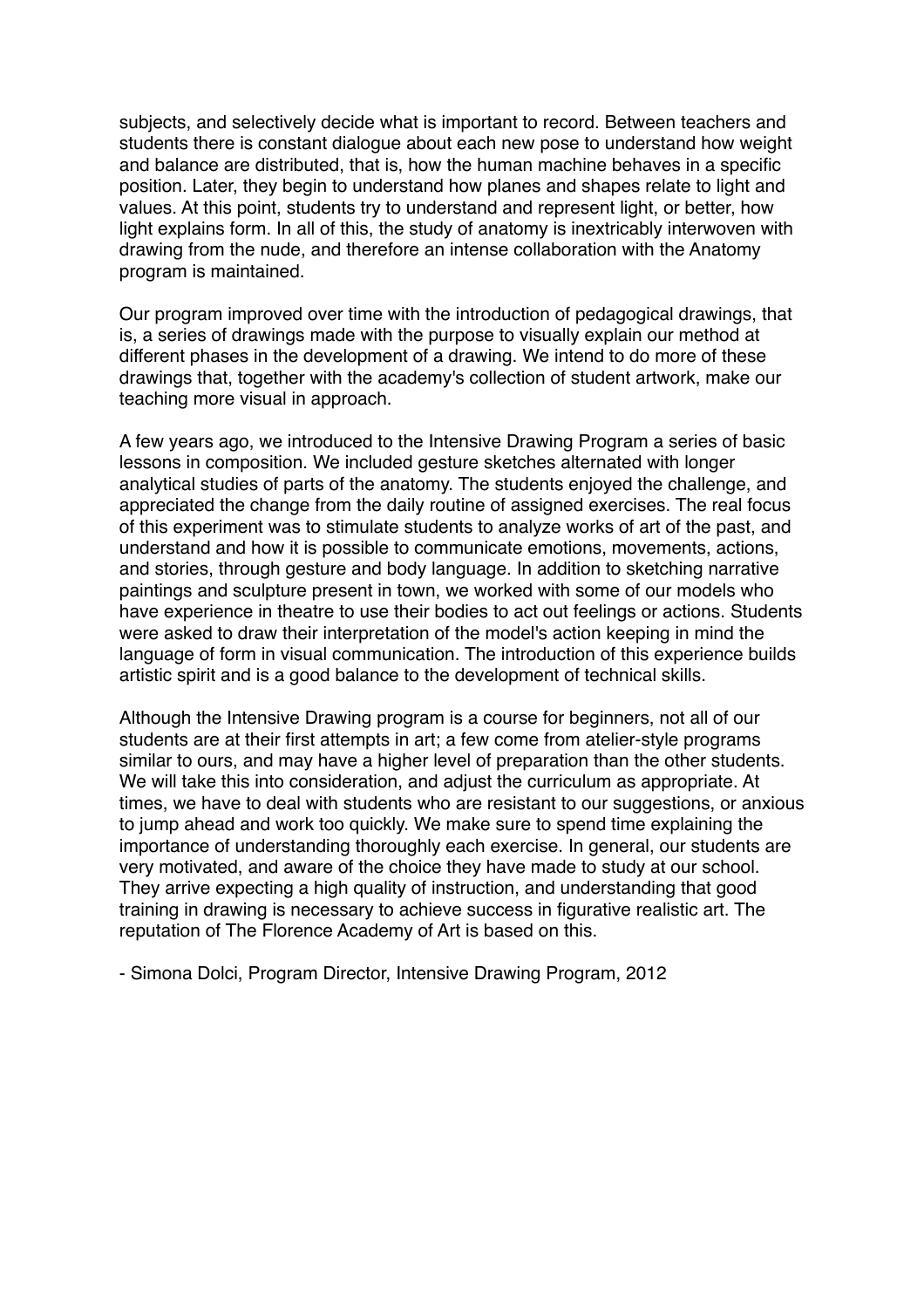subjects, and selectively decide what is important to record. Between teachers and students there is constant dialogue about each new pose to understand how weight and balance are distributed, that is, how the human machine behaves in a specific position. Later, they begin to understand how planes and shapes relate to light and values. At this point, students try to understand and represent light, or better, how light explains form. In all of this, the study of anatomy is inextricably interwoven with drawing from the nude, and therefore an intense collaboration with the Anatomy program is maintained.

Our program improved over time with the introduction of pedagogical drawings, that is, a series of drawings made with the purpose to visually explain our method at different phases in the development of a drawing. We intend to do more of these drawings that, together with the academy's collection of student artwork, make our teaching more visual in approach.

A few years ago, we introduced to the Intensive Drawing Program a series of basic lessons in composition. We included gesture sketches alternated with longer analytical studies of parts of the anatomy. The students enjoyed the challenge, and appreciated the change from the daily routine of assigned exercises. The real focus of this experiment was to stimulate students to analyze works of art of the past, and understand and how it is possible to communicate emotions, movements, actions, and stories, through gesture and body language. In addition to sketching narrative paintings and sculpture present in town, we worked with some of our models who have experience in theatre to use their bodies to act out feelings or actions. Students were asked to draw their interpretation of the model's action keeping in mind the language of form in visual communication. The introduction of this experience builds artistic spirit and is a good balance to the development of technical skills.

Although the Intensive Drawing program is a course for beginners, not all of our students are at their first attempts in art; a few come from atelier-style programs similar to ours, and may have a higher level of preparation than the other students. We will take this into consideration, and adjust the curriculum as appropriate. At times, we have to deal with students who are resistant to our suggestions, or anxious to jump ahead and work too quickly. We make sure to spend time explaining the importance of understanding thoroughly each exercise. In general, our students are very motivated, and aware of the choice they have made to study at our school. They arrive expecting a high quality of instruction, and understanding that good training in drawing is necessary to achieve success in figurative realistic art. The reputation of The Florence Academy of Art is based on this.

- Simona Dolci, Program Director, Intensive Drawing Program, 2012